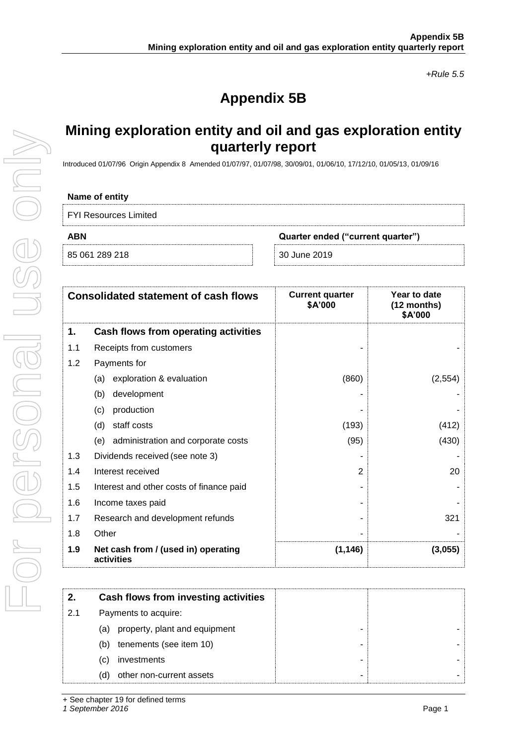*+Rule 5.5*

# Appendix 5B

## Mining exploration entity and oil and gas exploration entity quarterly report

Introduced 01/07/96 Origin Appendix 8 Amended 01/07/97, 01/07/98, 30/09/01, 01/06/10, 17/12/10, 01/05/13, 01/09/16

| Name of entity | |
|---|---|
| FYI Resources Limited | |
| **ABN** | **Quarter ended ("current quarter")** |
| 85 061 289 218 | 30 June 2019 |

| | **Consolidated statement of cash flows** | **Current quarter $A'000** | **Year to date (12 months) $A'000** |
|---|---|---|---|
| **1.** | **Cash flows from operating activities** | | |
| 1.1 | Receipts from customers | - | - |
| 1.2 | Payments for | | |
| | (a) exploration & evaluation | (860) | (2,554) |
| | (b) development | - | - |
| | (c) production | - | - |
| | (d) staff costs | (193) | (412) |
| | (e) administration and corporate costs | (95) | (430) |
| 1.3 | Dividends received (see note 3) | - | - |
| 1.4 | Interest received | 2 | 20 |
| 1.5 | Interest and other costs of finance paid | - | - |
| 1.6 | Income taxes paid | - | - |
| 1.7 | Research and development refunds | - | 321 |
| 1.8 | Other | - | - |
| **1.9** | **Net cash from / (used in) operating activities** | **(1,146)** | **(3,055)** |

| | | | |
|---|---|---|---|
| **2.** | **Cash flows from investing activities** | | |
| 2.1 | Payments to acquire: | | |
| | (a) property, plant and equipment | - | - |
| | (b) tenements (see item 10) | - | - |
| | (c) investments | - | - |
| | (d) other non-current assets | - | - |

+ See chapter 19 for defined terms

*1 September 2016*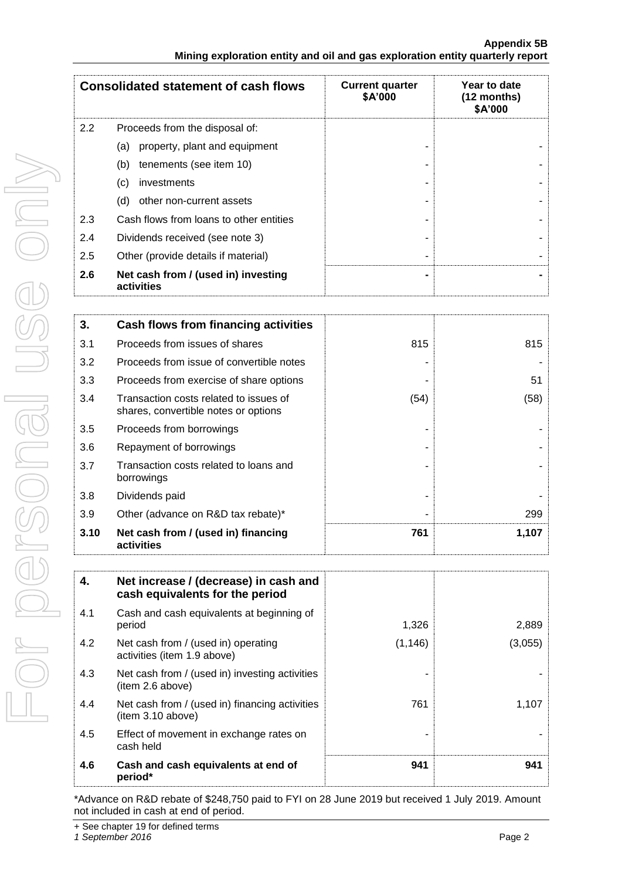| Consolidated statement of cash flows | | Current quarter $A'000 | Year to date (12 months) $A'000 |
|---|---|---|---|
| 2.2 | Proceeds from the disposal of: | | |
| | (a) property, plant and equipment | - | - |
| | (b) tenements (see item 10) | - | - |
| | (c) investments | - | - |
| | (d) other non-current assets | - | - |
| 2.3 | Cash flows from loans to other entities | - | - |
| 2.4 | Dividends received (see note 3) | - | - |
| 2.5 | Other (provide details if material) | - | - |
| **2.6** | **Net cash from / (used in) investing activities** | **-** | **-** |

| | | | |
|---|---|---|---|
| **3.** | **Cash flows from financing activities** | | |
| 3.1 | Proceeds from issues of shares | 815 | 815 |
| 3.2 | Proceeds from issue of convertible notes | - | - |
| 3.3 | Proceeds from exercise of share options | - | 51 |
| 3.4 | Transaction costs related to issues of shares, convertible notes or options | (54) | (58) |
| 3.5 | Proceeds from borrowings | - | - |
| 3.6 | Repayment of borrowings | - | - |
| 3.7 | Transaction costs related to loans and borrowings | - | - |
| 3.8 | Dividends paid | - | - |
| 3.9 | Other (advance on R&D tax rebate)* | - | 299 |
| **3.10** | **Net cash from / (used in) financing activities** | **761** | **1,107** |

| | | | |
|---|---|---|---|
| **4.** | **Net increase / (decrease) in cash and cash equivalents for the period** | | |
| 4.1 | Cash and cash equivalents at beginning of period | 1,326 | 2,889 |
| 4.2 | Net cash from / (used in) operating activities (item 1.9 above) | (1,146) | (3,055) |
| 4.3 | Net cash from / (used in) investing activities (item 2.6 above) | - | - |
| 4.4 | Net cash from / (used in) financing activities (item 3.10 above) | 761 | 1,107 |
| 4.5 | Effect of movement in exchange rates on cash held | - | - |
| **4.6** | **Cash and cash equivalents at end of period*** | **941** | **941** |

*Advance on R&D rebate of $248,750 paid to FYI on 28 June 2019 but received 1 July 2019. Amount not included in cash at end of period.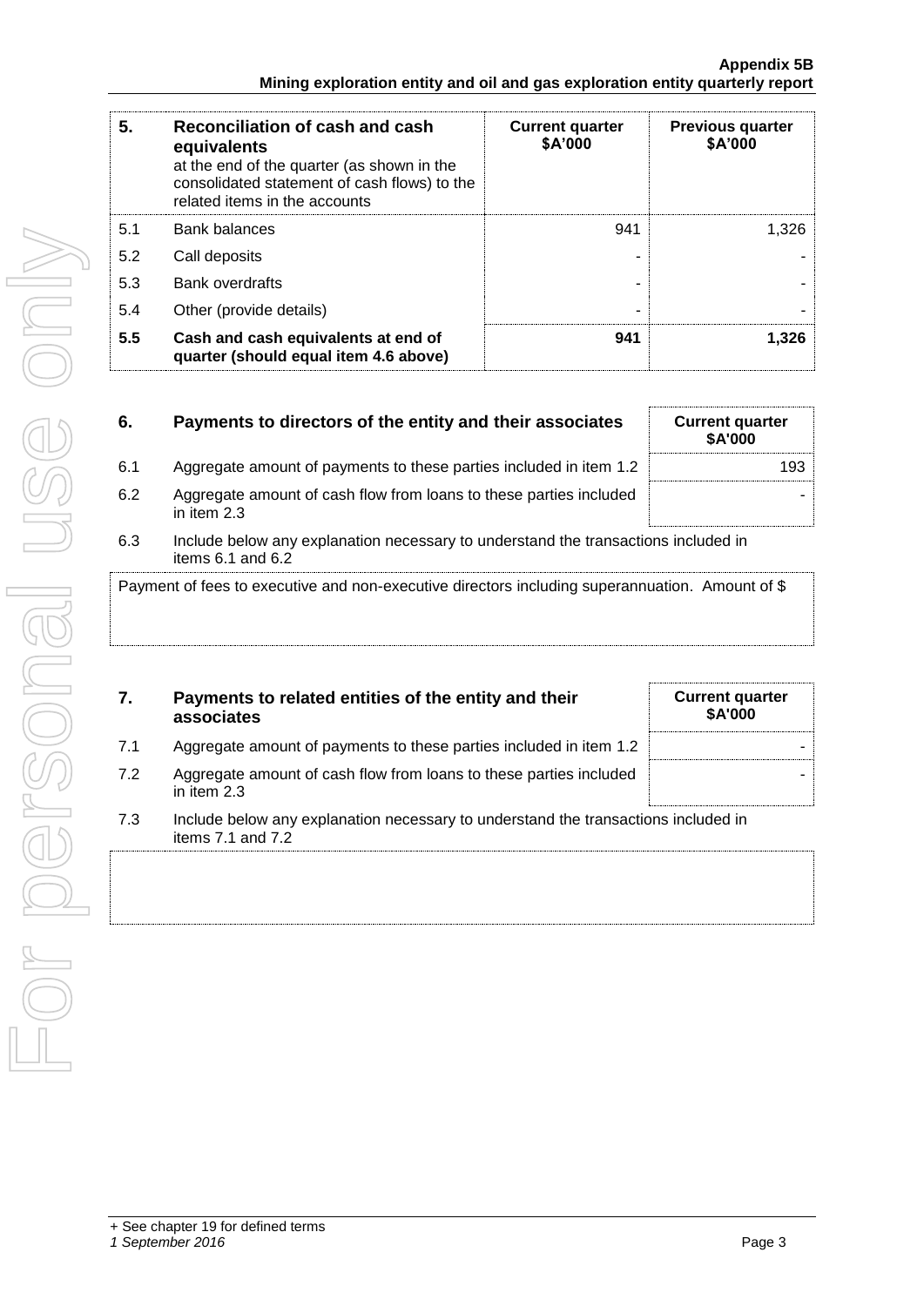| 5. | Reconciliation of cash and cash equivalents at the end of the quarter (as shown in the consolidated statement of cash flows) to the related items in the accounts | Current quarter $A'000 | Previous quarter $A'000 |
|---|---|---|---|
| 5.1 | Bank balances | 941 | 1,326 |
| 5.2 | Call deposits | - | - |
| 5.3 | Bank overdrafts | - | - |
| 5.4 | Other (provide details) | - | - |
| **5.5** | **Cash and cash equivalents at end of quarter (should equal item 4.6 above)** | **941** | **1,326** |

| 6. | Payments to directors of the entity and their associates | Current quarter $A'000 |
|---|---|---|
| 6.1 | Aggregate amount of payments to these parties included in item 1.2 | 193 |
| 6.2 | Aggregate amount of cash flow from loans to these parties included in item 2.3 | - |

6.3 Include below any explanation necessary to understand the transactions included in items 6.1 and 6.2

Payment of fees to executive and non-executive directors including superannuation. Amount of $

| 7. | Payments to related entities of the entity and their associates | Current quarter $A'000 |
|---|---|---|
| 7.1 | Aggregate amount of payments to these parties included in item 1.2 | - |
| 7.2 | Aggregate amount of cash flow from loans to these parties included in item 2.3 | - |

7.3 Include below any explanation necessary to understand the transactions included in items 7.1 and 7.2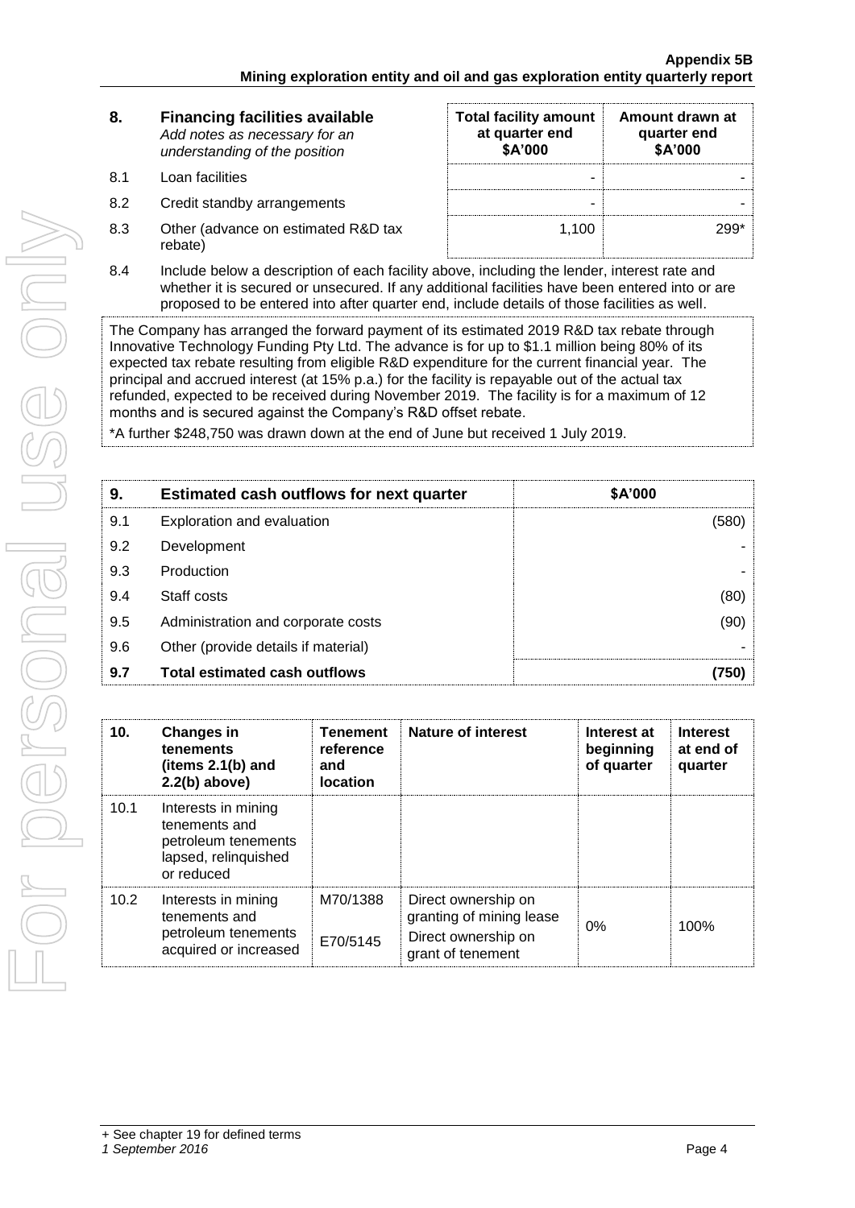| 8. | Financing facilities available *Add notes as necessary for an understanding of the position* | Total facility amount at quarter end $A'000 | Amount drawn at quarter end $A'000 |
|---|---|---|---|
| 8.1 | Loan facilities | - | - |
| 8.2 | Credit standby arrangements | - | - |
| 8.3 | Other (advance on estimated R&D tax rebate) | 1,100 | 299* |

8.4 Include below a description of each facility above, including the lender, interest rate and whether it is secured or unsecured. If any additional facilities have been entered into or are proposed to be entered into after quarter end, include details of those facilities as well.

The Company has arranged the forward payment of its estimated 2019 R&D tax rebate through Innovative Technology Funding Pty Ltd. The advance is for up to $1.1 million being 80% of its expected tax rebate resulting from eligible R&D expenditure for the current financial year. The principal and accrued interest (at 15% p.a.) for the facility is repayable out of the actual tax refunded, expected to be received during November 2019. The facility is for a maximum of 12 months and is secured against the Company's R&D offset rebate.

*A further $248,750 was drawn down at the end of June but received 1 July 2019.

| 9. | Estimated cash outflows for next quarter | $A'000 |
|---|---|---|
| 9.1 | Exploration and evaluation | (580) |
| 9.2 | Development | - |
| 9.3 | Production | - |
| 9.4 | Staff costs | (80) |
| 9.5 | Administration and corporate costs | (90) |
| 9.6 | Other (provide details if material) | - |
| **9.7** | **Total estimated cash outflows** | **(750)** |

| 10. | Changes in tenements (items 2.1(b) and 2.2(b) above) | Tenement reference and location | Nature of interest | Interest at beginning of quarter | Interest at end of quarter |
|---|---|---|---|---|---|
| 10.1 | Interests in mining tenements and petroleum tenements lapsed, relinquished or reduced | | | | |
| 10.2 | Interests in mining tenements and petroleum tenements acquired or increased | M70/1388<br>E70/5145 | Direct ownership on granting of mining lease<br>Direct ownership on grant of tenement | 0% | 100% |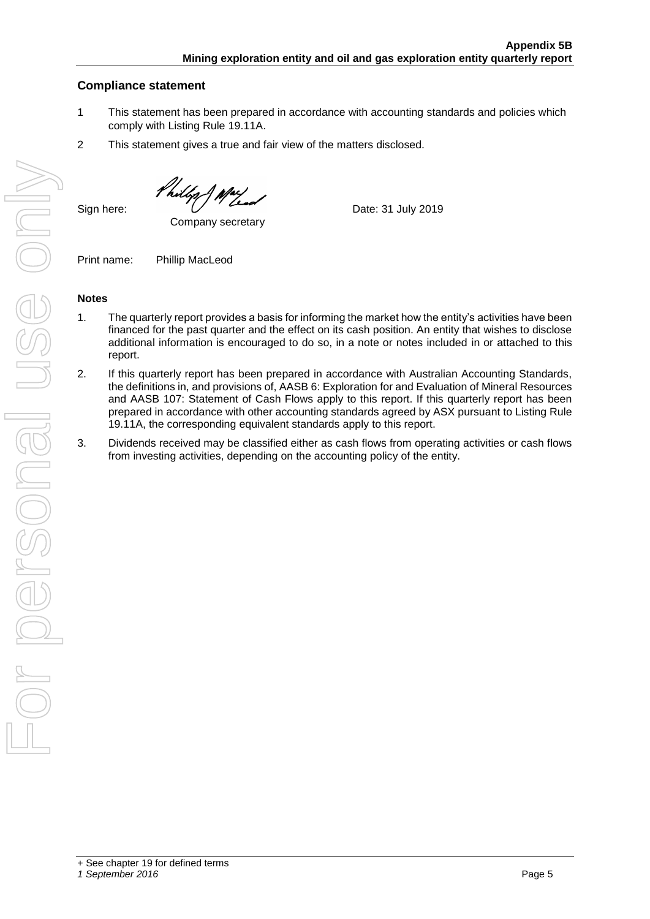## Compliance statement

1. This statement has been prepared in accordance with accounting standards and policies which comply with Listing Rule 19.11A.
2. This statement gives a true and fair view of the matters disclosed.

Sign here: ............................................ Date: 31 July 2019
Company secretary

Print name: Phillip MacLeod

### Notes

1. The quarterly report provides a basis for informing the market how the entity's activities have been financed for the past quarter and the effect on its cash position. An entity that wishes to disclose additional information is encouraged to do so, in a note or notes included in or attached to this report.
2. If this quarterly report has been prepared in accordance with Australian Accounting Standards, the definitions in, and provisions of, AASB 6: Exploration for and Evaluation of Mineral Resources and AASB 107: Statement of Cash Flows apply to this report. If this quarterly report has been prepared in accordance with other accounting standards agreed by ASX pursuant to Listing Rule 19.11A, the corresponding equivalent standards apply to this report.
3. Dividends received may be classified either as cash flows from operating activities or cash flows from investing activities, depending on the accounting policy of the entity.